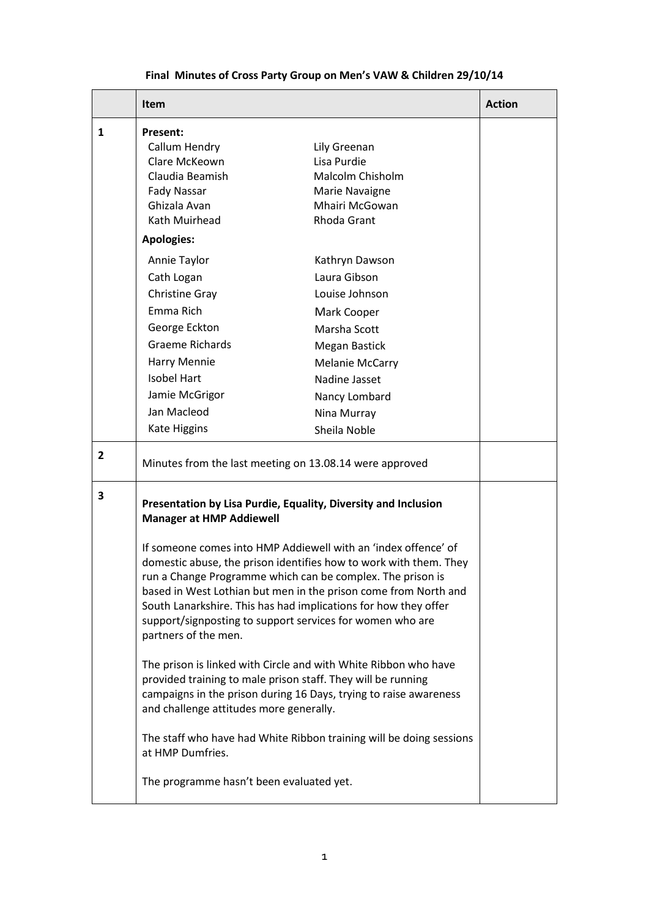# Final Minutes of Cross Party Group on Men's VAW & Children 29/10/14

| | Item | Action |
|---|---|---|
| 1 | **Present:**<br>Callum Hendry<br>Clare McKeown<br>Claudia Beamish<br>Fady Nassar<br>Ghizala Avan<br>Kath Muirhead<br>Lily Greenan<br>Lisa Purdie<br>Malcolm Chisholm<br>Marie Navaigne<br>Mhairi McGowan<br>Rhoda Grant<br>**Apologies:**<br>Annie Taylor<br>Cath Logan<br>Christine Gray<br>Emma Rich<br>George Eckton<br>Graeme Richards<br>Harry Mennie<br>Isobel Hart<br>Jamie McGrigor<br>Jan Macleod<br>Kate Higgins<br>Kathryn Dawson<br>Laura Gibson<br>Louise Johnson<br>Mark Cooper<br>Marsha Scott<br>Megan Bastick<br>Melanie McCarry<br>Nadine Jasset<br>Nancy Lombard<br>Nina Murray<br>Sheila Noble | |
| 2 | Minutes from the last meeting on 13.08.14 were approved | |
| 3 | **Presentation by Lisa Purdie, Equality, Diversity and Inclusion Manager at HMP Addiewell**<br><br>If someone comes into HMP Addiewell with an 'index offence' of domestic abuse, the prison identifies how to work with them. They run a Change Programme which can be complex. The prison is based in West Lothian but men in the prison come from North and South Lanarkshire. This has had implications for how they offer support/signposting to support services for women who are partners of the men.<br><br>The prison is linked with Circle and with White Ribbon who have provided training to male prison staff. They will be running campaigns in the prison during 16 Days, trying to raise awareness and challenge attitudes more generally.<br><br>The staff who have had White Ribbon training will be doing sessions at HMP Dumfries.<br><br>The programme hasn't been evaluated yet. | |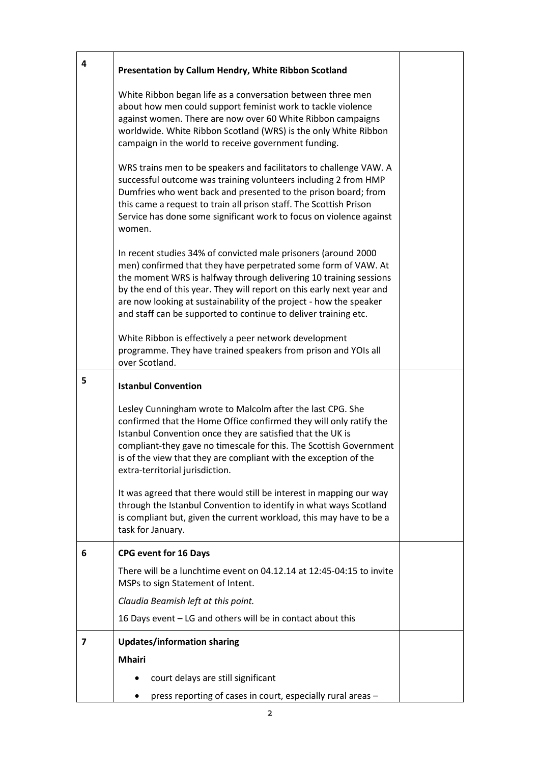| | | |
|---|---|---|
| 4 | **Presentation by Callum Hendry, White Ribbon Scotland**<br><br>White Ribbon began life as a conversation between three men about how men could support feminist work to tackle violence against women. There are now over 60 White Ribbon campaigns worldwide. White Ribbon Scotland (WRS) is the only White Ribbon campaign in the world to receive government funding.<br><br>WRS trains men to be speakers and facilitators to challenge VAW. A successful outcome was training volunteers including 2 from HMP Dumfries who went back and presented to the prison board; from this came a request to train all prison staff. The Scottish Prison Service has done some significant work to focus on violence against women.<br><br>In recent studies 34% of convicted male prisoners (around 2000 men) confirmed that they have perpetrated some form of VAW. At the moment WRS is halfway through delivering 10 training sessions by the end of this year. They will report on this early next year and are now looking at sustainability of the project - how the speaker and staff can be supported to continue to deliver training etc.<br><br>White Ribbon is effectively a peer network development programme. They have trained speakers from prison and YOIs all over Scotland. | |
| 5 | **Istanbul Convention**<br><br>Lesley Cunningham wrote to Malcolm after the last CPG. She confirmed that the Home Office confirmed they will only ratify the Istanbul Convention once they are satisfied that the UK is compliant-they gave no timescale for this. The Scottish Government is of the view that they are compliant with the exception of the extra-territorial jurisdiction.<br><br>It was agreed that there would still be interest in mapping our way through the Istanbul Convention to identify in what ways Scotland is compliant but, given the current workload, this may have to be a task for January. | |
| 6 | **CPG event for 16 Days**<br><br>There will be a lunchtime event on 04.12.14 at 12:45-04:15 to invite MSPs to sign Statement of Intent.<br><br>*Claudia Beamish left at this point.*<br><br>16 Days event – LG and others will be in contact about this | |
| 7 | **Updates/information sharing**<br><br>**Mhairi**<br><br>• court delays are still significant<br>• press reporting of cases in court, especially rural areas – | |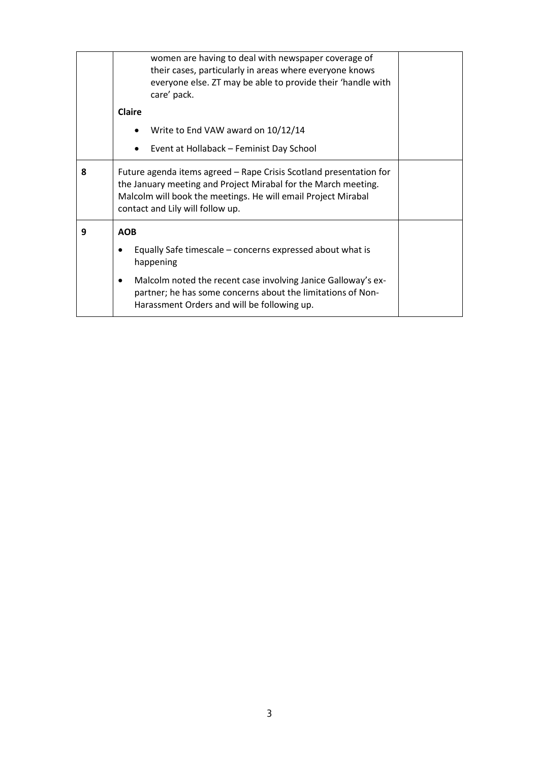| | | |
|---|---|---|
| | women are having to deal with newspaper coverage of their cases, particularly in areas where everyone knows everyone else. ZT may be able to provide their 'handle with care' pack.<br><br>**Claire**<br><br>• Write to End VAW award on 10/12/14<br>• Event at Hollaback – Feminist Day School | |
| **8** | Future agenda items agreed – Rape Crisis Scotland presentation for the January meeting and Project Mirabal for the March meeting. Malcolm will book the meetings. He will email Project Mirabal contact and Lily will follow up. | |
| **9** | **AOB**<br><br>• Equally Safe timescale – concerns expressed about what is happening<br>• Malcolm noted the recent case involving Janice Galloway's ex-partner; he has some concerns about the limitations of Non-Harassment Orders and will be following up. | |